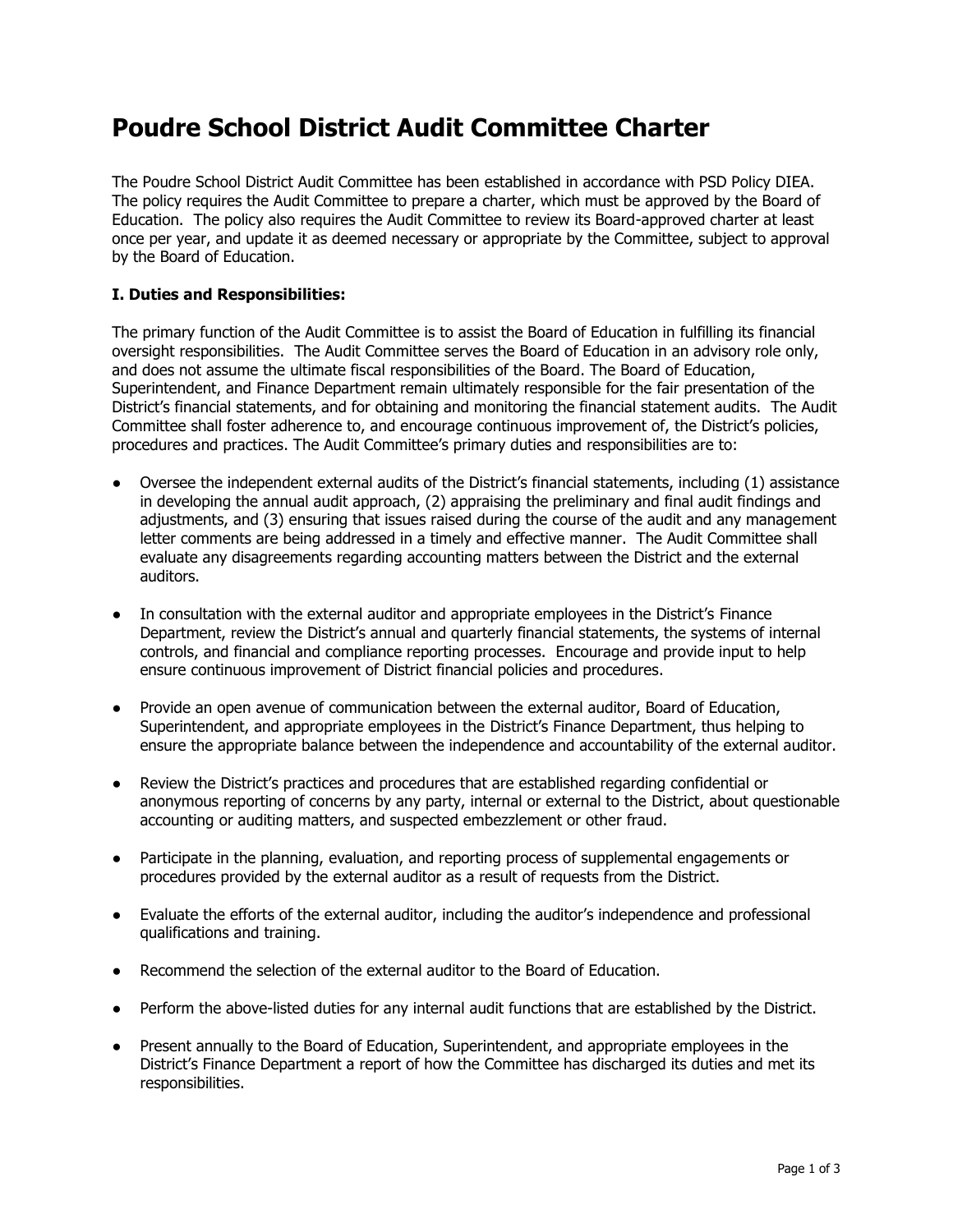# Poudre School District Audit Committee Charter

The Poudre School District Audit Committee has been established in accordance with PSD Policy DIEA. The policy requires the Audit Committee to prepare a charter, which must be approved by the Board of Education. The policy also requires the Audit Committee to review its Board-approved charter at least once per year, and update it as deemed necessary or appropriate by the Committee, subject to approval by the Board of Education.

**I. Duties and Responsibilities:**

The primary function of the Audit Committee is to assist the Board of Education in fulfilling its financial oversight responsibilities. The Audit Committee serves the Board of Education in an advisory role only, and does not assume the ultimate fiscal responsibilities of the Board. The Board of Education, Superintendent, and Finance Department remain ultimately responsible for the fair presentation of the District's financial statements, and for obtaining and monitoring the financial statement audits. The Audit Committee shall foster adherence to, and encourage continuous improvement of, the District's policies, procedures and practices. The Audit Committee's primary duties and responsibilities are to:

- Oversee the independent external audits of the District's financial statements, including (1) assistance in developing the annual audit approach, (2) appraising the preliminary and final audit findings and adjustments, and (3) ensuring that issues raised during the course of the audit and any management letter comments are being addressed in a timely and effective manner. The Audit Committee shall evaluate any disagreements regarding accounting matters between the District and the external auditors.

- In consultation with the external auditor and appropriate employees in the District's Finance Department, review the District's annual and quarterly financial statements, the systems of internal controls, and financial and compliance reporting processes. Encourage and provide input to help ensure continuous improvement of District financial policies and procedures.

- Provide an open avenue of communication between the external auditor, Board of Education, Superintendent, and appropriate employees in the District's Finance Department, thus helping to ensure the appropriate balance between the independence and accountability of the external auditor.

- Review the District's practices and procedures that are established regarding confidential or anonymous reporting of concerns by any party, internal or external to the District, about questionable accounting or auditing matters, and suspected embezzlement or other fraud.

- Participate in the planning, evaluation, and reporting process of supplemental engagements or procedures provided by the external auditor as a result of requests from the District.

- Evaluate the efforts of the external auditor, including the auditor's independence and professional qualifications and training.

- Recommend the selection of the external auditor to the Board of Education.

- Perform the above-listed duties for any internal audit functions that are established by the District.

- Present annually to the Board of Education, Superintendent, and appropriate employees in the District's Finance Department a report of how the Committee has discharged its duties and met its responsibilities.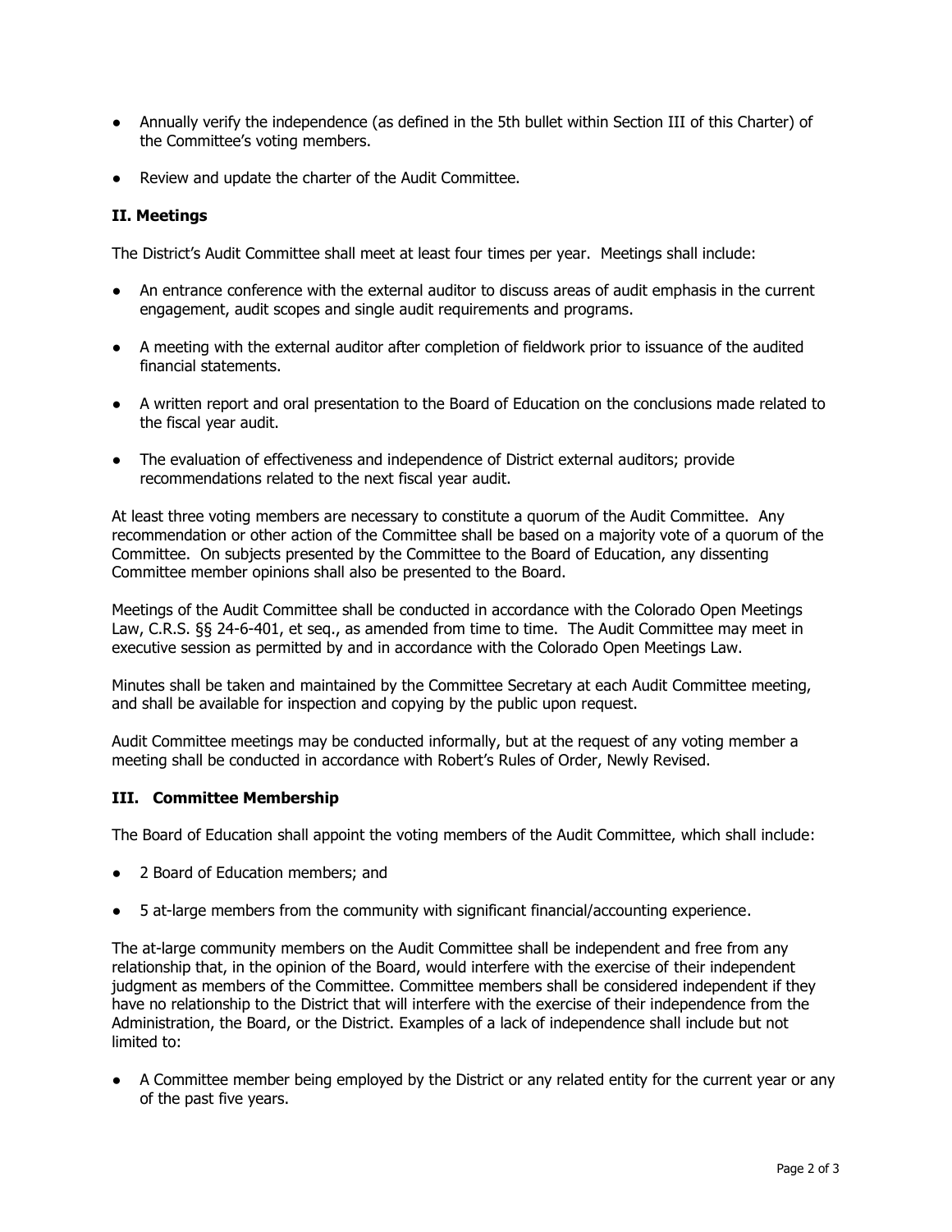- Annually verify the independence (as defined in the 5th bullet within Section III of this Charter) of the Committee's voting members.
- Review and update the charter of the Audit Committee.

### II. Meetings

The District's Audit Committee shall meet at least four times per year. Meetings shall include:

- An entrance conference with the external auditor to discuss areas of audit emphasis in the current engagement, audit scopes and single audit requirements and programs.
- A meeting with the external auditor after completion of fieldwork prior to issuance of the audited financial statements.
- A written report and oral presentation to the Board of Education on the conclusions made related to the fiscal year audit.
- The evaluation of effectiveness and independence of District external auditors; provide recommendations related to the next fiscal year audit.

At least three voting members are necessary to constitute a quorum of the Audit Committee. Any recommendation or other action of the Committee shall be based on a majority vote of a quorum of the Committee. On subjects presented by the Committee to the Board of Education, any dissenting Committee member opinions shall also be presented to the Board.

Meetings of the Audit Committee shall be conducted in accordance with the Colorado Open Meetings Law, C.R.S. §§ 24-6-401, et seq., as amended from time to time. The Audit Committee may meet in executive session as permitted by and in accordance with the Colorado Open Meetings Law.

Minutes shall be taken and maintained by the Committee Secretary at each Audit Committee meeting, and shall be available for inspection and copying by the public upon request.

Audit Committee meetings may be conducted informally, but at the request of any voting member a meeting shall be conducted in accordance with Robert's Rules of Order, Newly Revised.

### III. Committee Membership

The Board of Education shall appoint the voting members of the Audit Committee, which shall include:

- 2 Board of Education members; and
- 5 at-large members from the community with significant financial/accounting experience.

The at-large community members on the Audit Committee shall be independent and free from any relationship that, in the opinion of the Board, would interfere with the exercise of their independent judgment as members of the Committee. Committee members shall be considered independent if they have no relationship to the District that will interfere with the exercise of their independence from the Administration, the Board, or the District. Examples of a lack of independence shall include but not limited to:

- A Committee member being employed by the District or any related entity for the current year or any of the past five years.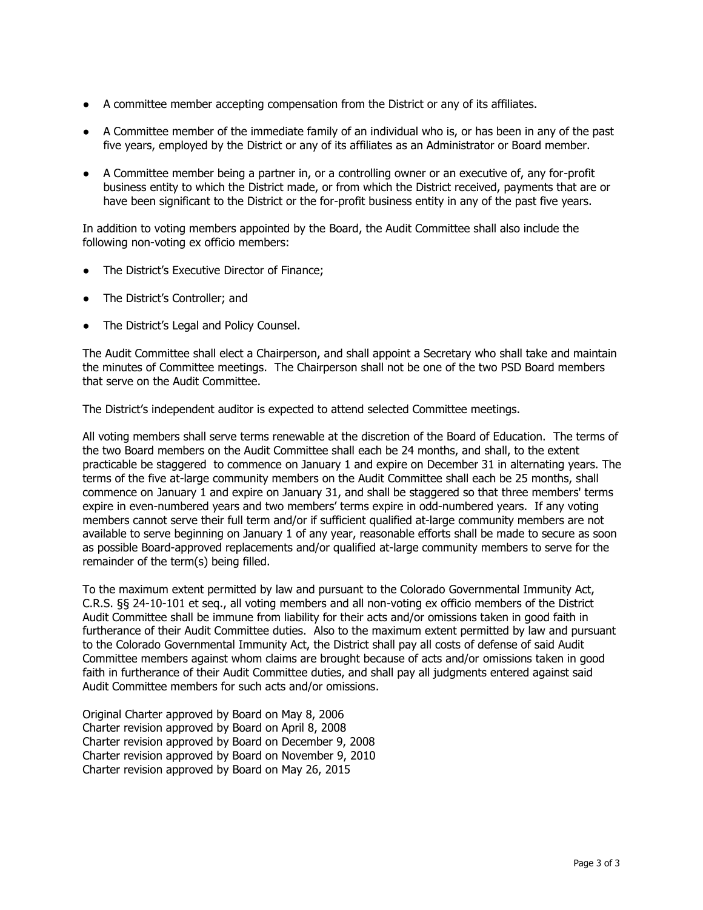- A committee member accepting compensation from the District or any of its affiliates.
- A Committee member of the immediate family of an individual who is, or has been in any of the past five years, employed by the District or any of its affiliates as an Administrator or Board member.
- A Committee member being a partner in, or a controlling owner or an executive of, any for-profit business entity to which the District made, or from which the District received, payments that are or have been significant to the District or the for-profit business entity in any of the past five years.

In addition to voting members appointed by the Board, the Audit Committee shall also include the following non-voting ex officio members:

- The District's Executive Director of Finance;
- The District's Controller; and
- The District's Legal and Policy Counsel.

The Audit Committee shall elect a Chairperson, and shall appoint a Secretary who shall take and maintain the minutes of Committee meetings. The Chairperson shall not be one of the two PSD Board members that serve on the Audit Committee.

The District's independent auditor is expected to attend selected Committee meetings.

All voting members shall serve terms renewable at the discretion of the Board of Education. The terms of the two Board members on the Audit Committee shall each be 24 months, and shall, to the extent practicable be staggered to commence on January 1 and expire on December 31 in alternating years. The terms of the five at-large community members on the Audit Committee shall each be 25 months, shall commence on January 1 and expire on January 31, and shall be staggered so that three members' terms expire in even-numbered years and two members' terms expire in odd-numbered years. If any voting members cannot serve their full term and/or if sufficient qualified at-large community members are not available to serve beginning on January 1 of any year, reasonable efforts shall be made to secure as soon as possible Board-approved replacements and/or qualified at-large community members to serve for the remainder of the term(s) being filled.

To the maximum extent permitted by law and pursuant to the Colorado Governmental Immunity Act, C.R.S. §§ 24-10-101 et seq., all voting members and all non-voting ex officio members of the District Audit Committee shall be immune from liability for their acts and/or omissions taken in good faith in furtherance of their Audit Committee duties. Also to the maximum extent permitted by law and pursuant to the Colorado Governmental Immunity Act, the District shall pay all costs of defense of said Audit Committee members against whom claims are brought because of acts and/or omissions taken in good faith in furtherance of their Audit Committee duties, and shall pay all judgments entered against said Audit Committee members for such acts and/or omissions.

Original Charter approved by Board on May 8, 2006
Charter revision approved by Board on April 8, 2008
Charter revision approved by Board on December 9, 2008
Charter revision approved by Board on November 9, 2010
Charter revision approved by Board on May 26, 2015